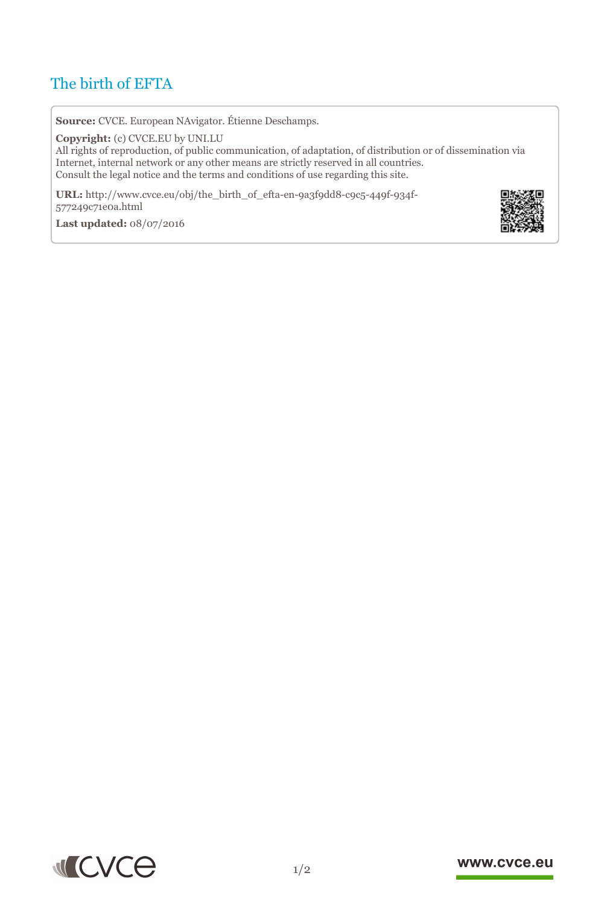# The birth of EFTA

**Source:** CVCE. European NAvigator. Étienne Deschamps.

**Copyright:** (c) CVCE.EU by UNI.LU
All rights of reproduction, of public communication, of adaptation, of distribution or of dissemination via Internet, internal network or any other means are strictly reserved in all countries.
Consult the legal notice and the terms and conditions of use regarding this site.

**URL:** http://www.cvce.eu/obj/the_birth_of_efta-en-9a3f9dd8-c9c5-449f-934f-577249c71e0a.html

**Last updated:** 08/07/2016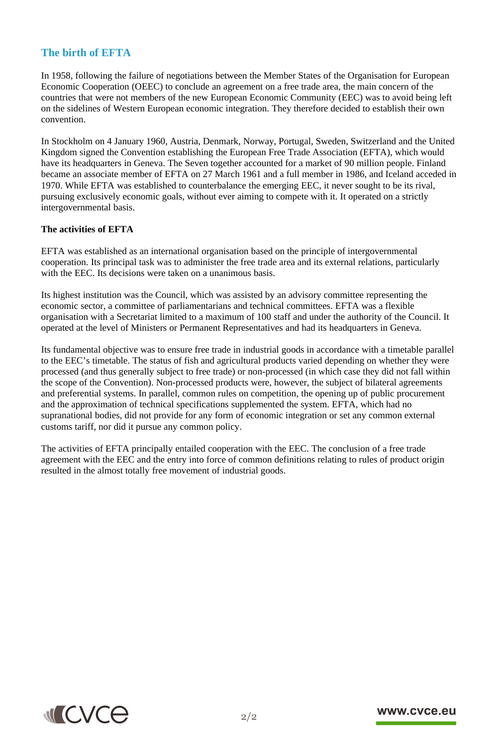## The birth of EFTA

In 1958, following the failure of negotiations between the Member States of the Organisation for European Economic Cooperation (OEEC) to conclude an agreement on a free trade area, the main concern of the countries that were not members of the new European Economic Community (EEC) was to avoid being left on the sidelines of Western European economic integration. They therefore decided to establish their own convention.

In Stockholm on 4 January 1960, Austria, Denmark, Norway, Portugal, Sweden, Switzerland and the United Kingdom signed the Convention establishing the European Free Trade Association (EFTA), which would have its headquarters in Geneva. The Seven together accounted for a market of 90 million people. Finland became an associate member of EFTA on 27 March 1961 and a full member in 1986, and Iceland acceded in 1970. While EFTA was established to counterbalance the emerging EEC, it never sought to be its rival, pursuing exclusively economic goals, without ever aiming to compete with it. It operated on a strictly intergovernmental basis.

### The activities of EFTA

EFTA was established as an international organisation based on the principle of intergovernmental cooperation. Its principal task was to administer the free trade area and its external relations, particularly with the EEC. Its decisions were taken on a unanimous basis.

Its highest institution was the Council, which was assisted by an advisory committee representing the economic sector, a committee of parliamentarians and technical committees. EFTA was a flexible organisation with a Secretariat limited to a maximum of 100 staff and under the authority of the Council. It operated at the level of Ministers or Permanent Representatives and had its headquarters in Geneva.

Its fundamental objective was to ensure free trade in industrial goods in accordance with a timetable parallel to the EEC's timetable. The status of fish and agricultural products varied depending on whether they were processed (and thus generally subject to free trade) or non-processed (in which case they did not fall within the scope of the Convention). Non-processed products were, however, the subject of bilateral agreements and preferential systems. In parallel, common rules on competition, the opening up of public procurement and the approximation of technical specifications supplemented the system. EFTA, which had no supranational bodies, did not provide for any form of economic integration or set any common external customs tariff, nor did it pursue any common policy.

The activities of EFTA principally entailed cooperation with the EEC. The conclusion of a free trade agreement with the EEC and the entry into force of common definitions relating to rules of product origin resulted in the almost totally free movement of industrial goods.